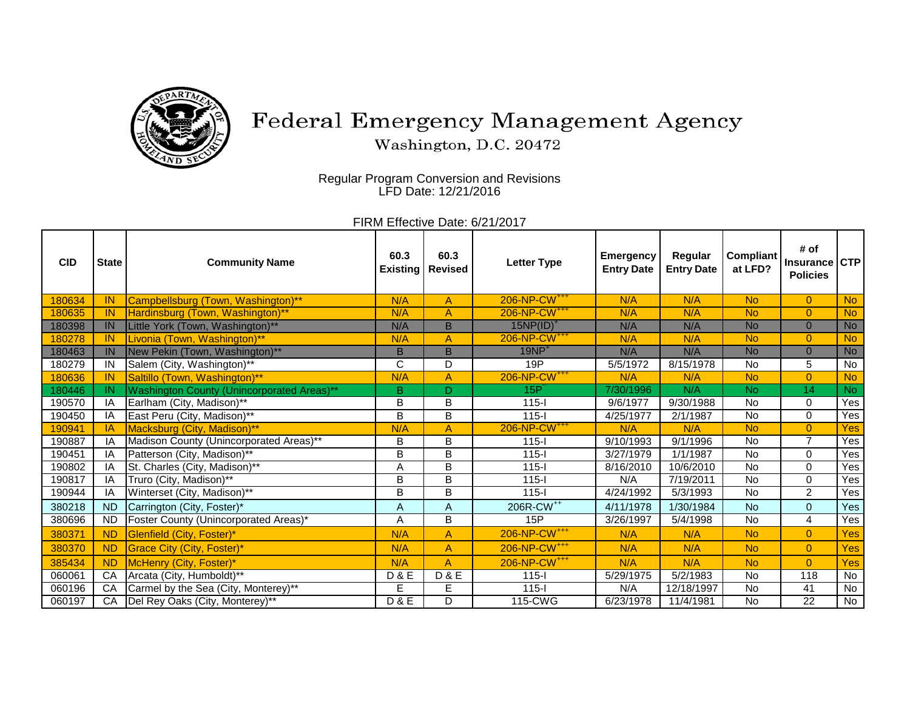# Federal Emergency Management Agency

Washington, D.C. 20472

Regular Program Conversion and Revisions
LFD Date: 12/21/2016

FIRM Effective Date: 6/21/2017

| CID | State | Community Name | 60.3 Existing | 60.3 Revised | Letter Type | Emergency Entry Date | Regular Entry Date | Compliant at LFD? | # of Insurance Policies | CTP |
|---|---|---|---|---|---|---|---|---|---|---|
| 180634 | IN | Campbellsburg (Town, Washington)** | N/A | A | 206-NP-CW+++ | N/A | N/A | No | 0 | No |
| 180635 | IN | Hardinsburg (Town, Washington)** | N/A | A | 206-NP-CW+++ | N/A | N/A | No | 0 | No |
| 180398 | IN | Little York (Town, Washington)** | N/A | B | 15NP(ID)+ | N/A | N/A | No | 0 | No |
| 180278 | IN | Livonia (Town, Washington)** | N/A | A | 206-NP-CW+++ | N/A | N/A | No | 0 | No |
| 180463 | IN | New Pekin (Town, Washington)** | B | B | 19NP+ | N/A | N/A | No | 0 | No |
| 180279 | IN | Salem (City, Washington)** | C | D | 19P | 5/5/1972 | 8/15/1978 | No | 5 | No |
| 180636 | IN | Saltillo (Town, Washington)** | N/A | A | 206-NP-CW+++ | N/A | N/A | No | 0 | No |
| 180446 | IN | Washington County (Unincorporated Areas)** | B | D | 15P^ | 7/30/1996 | N/A | No | 14 | No |
| 190570 | IA | Earlham (City, Madison)** | B | B | 115-I | 9/6/1977 | 9/30/1988 | No | 0 | Yes |
| 190450 | IA | East Peru (City, Madison)** | B | B | 115-I | 4/25/1977 | 2/1/1987 | No | 0 | Yes |
| 190941 | IA | Macksburg (City, Madison)** | N/A | A | 206-NP-CW+++ | N/A | N/A | No | 0 | Yes |
| 190887 | IA | Madison County (Unincorporated Areas)** | B | B | 115-I | 9/10/1993 | 9/1/1996 | No | 7 | Yes |
| 190451 | IA | Patterson (City, Madison)** | B | B | 115-I | 3/27/1979 | 1/1/1987 | No | 0 | Yes |
| 190802 | IA | St. Charles (City, Madison)** | A | B | 115-I | 8/16/2010 | 10/6/2010 | No | 0 | Yes |
| 190817 | IA | Truro (City, Madison)** | B | B | 115-I | N/A | 7/19/2011 | No | 0 | Yes |
| 190944 | IA | Winterset (City, Madison)** | B | B | 115-I | 4/24/1992 | 5/3/1993 | No | 2 | Yes |
| 380218 | ND | Carrington (City, Foster)* | A | A | 206R-CW++ | 4/11/1978 | 1/30/1984 | No | 0 | Yes |
| 380696 | ND | Foster County (Unincorporated Areas)* | A | B | 15P | 3/26/1997 | 5/4/1998 | No | 4 | Yes |
| 380371 | ND | Glenfield (City, Foster)* | N/A | A | 206-NP-CW+++ | N/A | N/A | No | 0 | Yes |
| 380370 | ND | Grace City (City, Foster)* | N/A | A | 206-NP-CW+++ | N/A | N/A | No | 0 | Yes |
| 385434 | ND | McHenry (City, Foster)* | N/A | A | 206-NP-CW+++ | N/A | N/A | No | 0 | Yes |
| 060061 | CA | Arcata (City, Humboldt)** | D & E | D & E | 115-I | 5/29/1975 | 5/2/1983 | No | 118 | No |
| 060196 | CA | Carmel by the Sea (City, Monterey)** | E | E | 115-I | N/A | 12/18/1997 | No | 41 | No |
| 060197 | CA | Del Rey Oaks (City, Monterey)** | D & E | D | 115-CWG | 6/23/1978 | 11/4/1981 | No | 22 | No |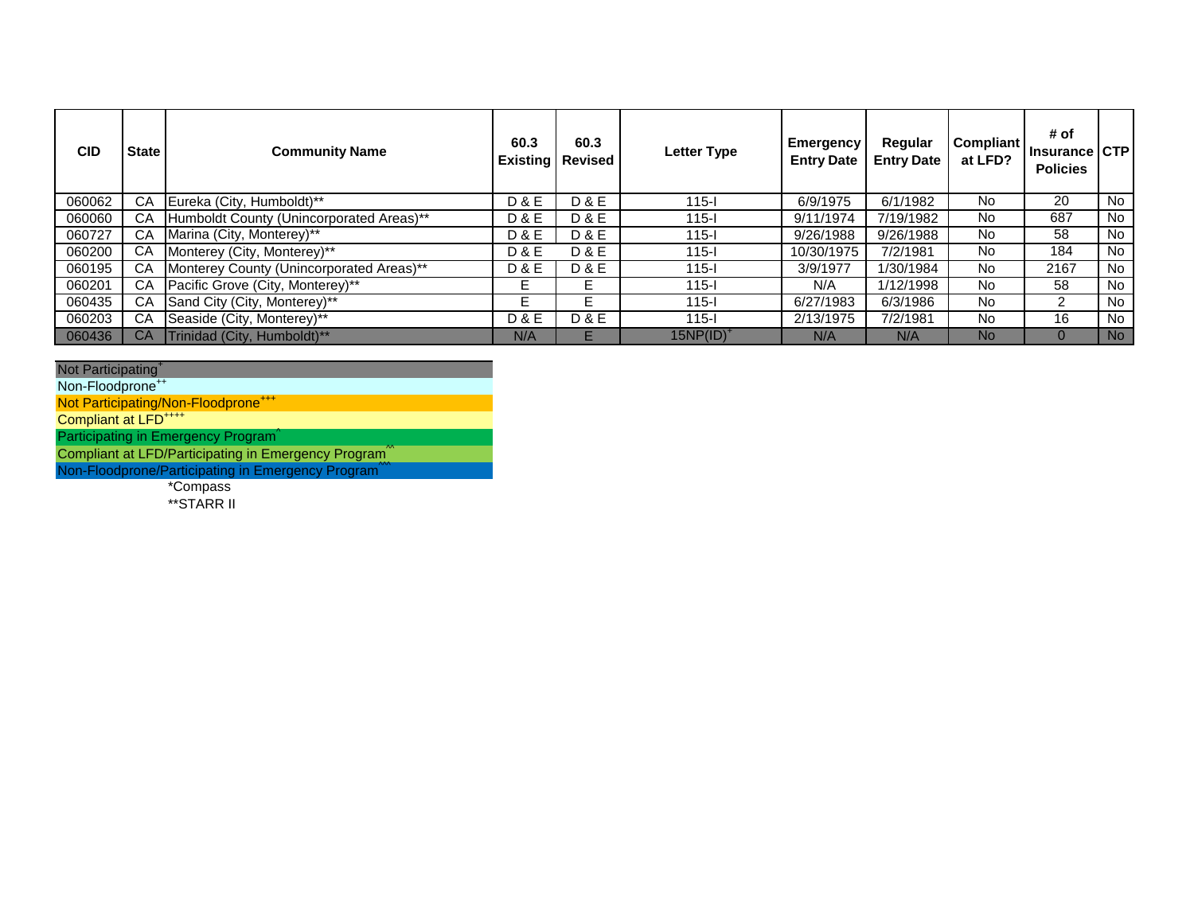| CID | State | Community Name | 60.3 Existing | 60.3 Revised | Letter Type | Emergency Entry Date | Regular Entry Date | Compliant at LFD? | # of Insurance Policies | CTP |
|---|---|---|---|---|---|---|---|---|---|---|
| 060062 | CA | Eureka (City, Humboldt)** | D & E | D & E | 115-I | 6/9/1975 | 6/1/1982 | No | 20 | No |
| 060060 | CA | Humboldt County (Unincorporated Areas)** | D & E | D & E | 115-I | 9/11/1974 | 7/19/1982 | No | 687 | No |
| 060727 | CA | Marina (City, Monterey)** | D & E | D & E | 115-I | 9/26/1988 | 9/26/1988 | No | 58 | No |
| 060200 | CA | Monterey (City, Monterey)** | D & E | D & E | 115-I | 10/30/1975 | 7/2/1981 | No | 184 | No |
| 060195 | CA | Monterey County (Unincorporated Areas)** | D & E | D & E | 115-I | 3/9/1977 | 1/30/1984 | No | 2167 | No |
| 060201 | CA | Pacific Grove (City, Monterey)** | E | E | 115-I | N/A | 1/12/1998 | No | 58 | No |
| 060435 | CA | Sand City (City, Monterey)** | E | E | 115-I | 6/27/1983 | 6/3/1986 | No | 2 | No |
| 060203 | CA | Seaside (City, Monterey)** | D & E | D & E | 115-I | 2/13/1975 | 7/2/1981 | No | 16 | No |
| 060436 | CA | Trinidad (City, Humboldt)** | N/A | E | 15NP(ID)+ | N/A | N/A | No | 0 | No |

Not Participating+

Non-Floodprone++

Not Participating/Non-Floodprone+++

Compliant at LFD++++

Participating in Emergency Program^

Compliant at LFD/Participating in Emergency Program^^

Non-Floodprone/Participating in Emergency Program^^^

*Compass

**STARR II